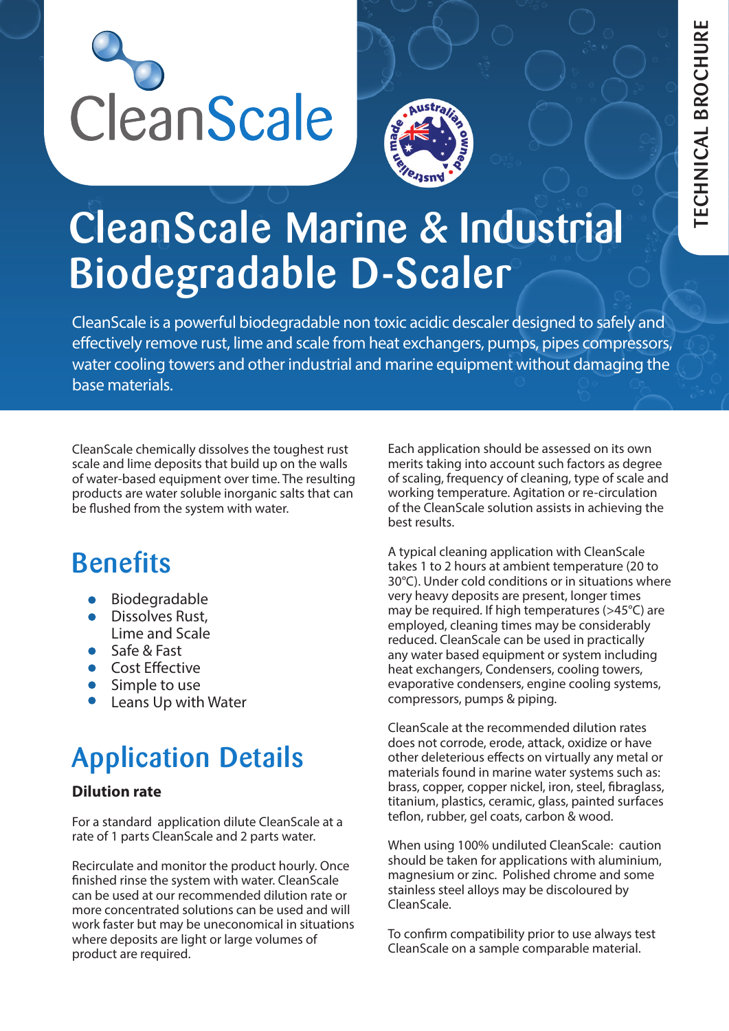CleanScale

Australian made • Australian owned

TECHNICAL BROCHURE

# CleanScale Marine & Industrial Biodegradable D-Scaler

CleanScale is a powerful biodegradable non toxic acidic descaler designed to safely and effectively remove rust, lime and scale from heat exchangers, pumps, pipes compressors, water cooling towers and other industrial and marine equipment without damaging the base materials.

CleanScale chemically dissolves the toughest rust scale and lime deposits that build up on the walls of water-based equipment over time. The resulting products are water soluble inorganic salts that can be flushed from the system with water.

## Benefits

- Biodegradable
- Dissolves Rust, Lime and Scale
- Safe & Fast
- Cost Effective
- Simple to use
- Leans Up with Water

## Application Details

**Dilution rate**

For a standard application dilute CleanScale at a rate of 1 parts CleanScale and 2 parts water.

Recirculate and monitor the product hourly. Once finished rinse the system with water. CleanScale can be used at our recommended dilution rate or more concentrated solutions can be used and will work faster but may be uneconomical in situations where deposits are light or large volumes of product are required.

Each application should be assessed on its own merits taking into account such factors as degree of scaling, frequency of cleaning, type of scale and working temperature. Agitation or re-circulation of the CleanScale solution assists in achieving the best results.

A typical cleaning application with CleanScale takes 1 to 2 hours at ambient temperature (20 to 30°C). Under cold conditions or in situations where very heavy deposits are present, longer times may be required. If high temperatures (>45°C) are employed, cleaning times may be considerably reduced. CleanScale can be used in practically any water based equipment or system including heat exchangers, Condensers, cooling towers, evaporative condensers, engine cooling systems, compressors, pumps & piping.

CleanScale at the recommended dilution rates does not corrode, erode, attack, oxidize or have other deleterious effects on virtually any metal or materials found in marine water systems such as: brass, copper, copper nickel, iron, steel, fibraglass, titanium, plastics, ceramic, glass, painted surfaces teflon, rubber, gel coats, carbon & wood.

When using 100% undiluted CleanScale: caution should be taken for applications with aluminium, magnesium or zinc. Polished chrome and some stainless steel alloys may be discoloured by CleanScale.

To confirm compatibility prior to use always test CleanScale on a sample comparable material.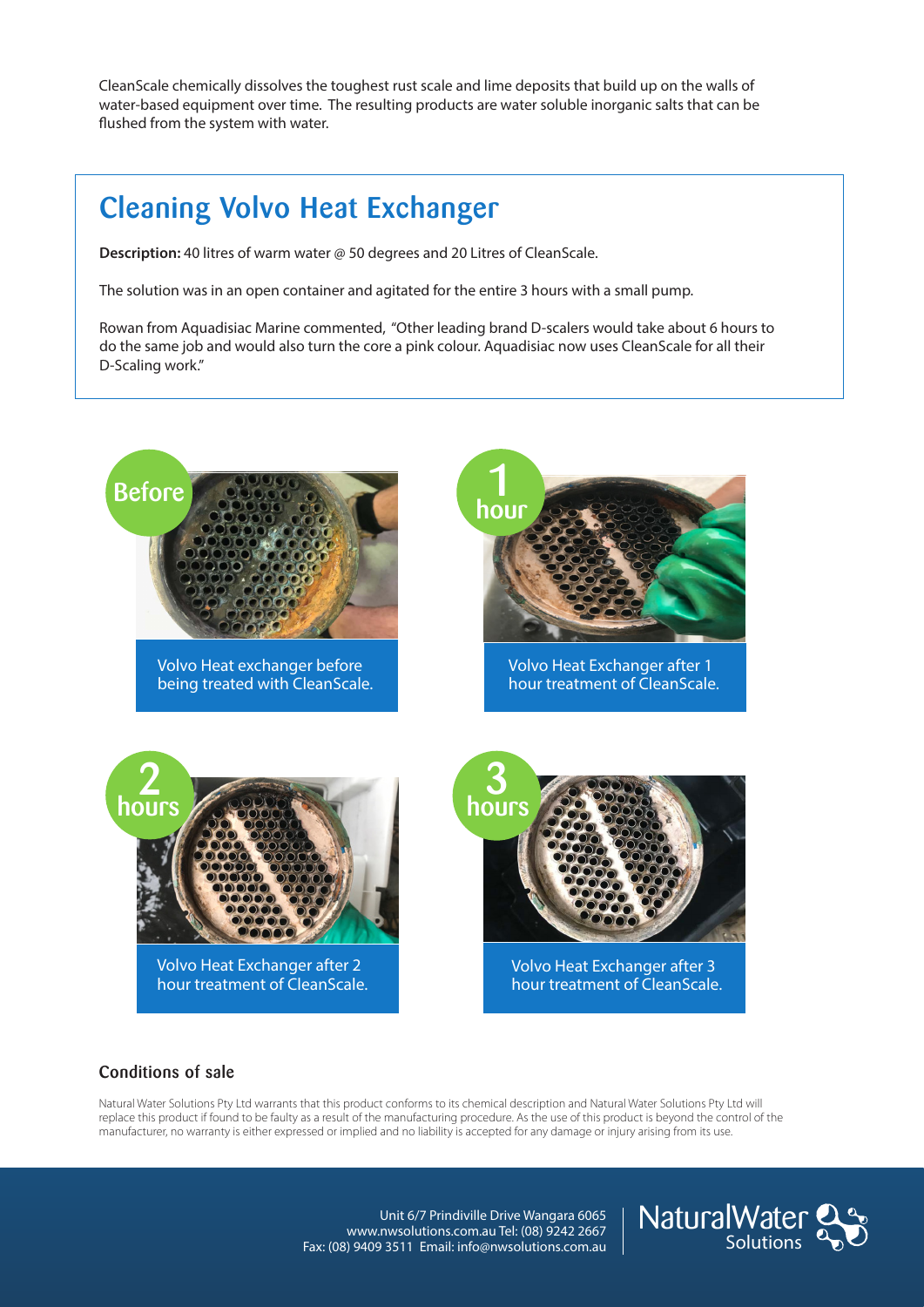CleanScale chemically dissolves the toughest rust scale and lime deposits that build up on the walls of water-based equipment over time. The resulting products are water soluble inorganic salts that can be flushed from the system with water.

## Cleaning Volvo Heat Exchanger

**Description:** 40 litres of warm water @ 50 degrees and 20 Litres of CleanScale.

The solution was in an open container and agitated for the entire 3 hours with a small pump.

Rowan from Aquadisiac Marine commented, "Other leading brand D-scalers would take about 6 hours to do the same job and would also turn the core a pink colour. Aquadisiac now uses CleanScale for all their D-Scaling work."

Before

Volvo Heat exchanger before being treated with CleanScale.

1 hour

Volvo Heat Exchanger after 1 hour treatment of CleanScale.

2 hours

Volvo Heat Exchanger after 2 hour treatment of CleanScale.

3 hours

Volvo Heat Exchanger after 3 hour treatment of CleanScale.

### Conditions of sale

Natural Water Solutions Pty Ltd warrants that this product conforms to its chemical description and Natural Water Solutions Pty Ltd will replace this product if found to be faulty as a result of the manufacturing procedure. As the use of this product is beyond the control of the manufacturer, no warranty is either expressed or implied and no liability is accepted for any damage or injury arising from its use.

Unit 6/7 Prindiville Drive Wangara 6065
www.nwsolutions.com.au Tel: (08) 9242 2667
Fax: (08) 9409 3511 Email: info@nwsolutions.com.au

NaturalWater Solutions